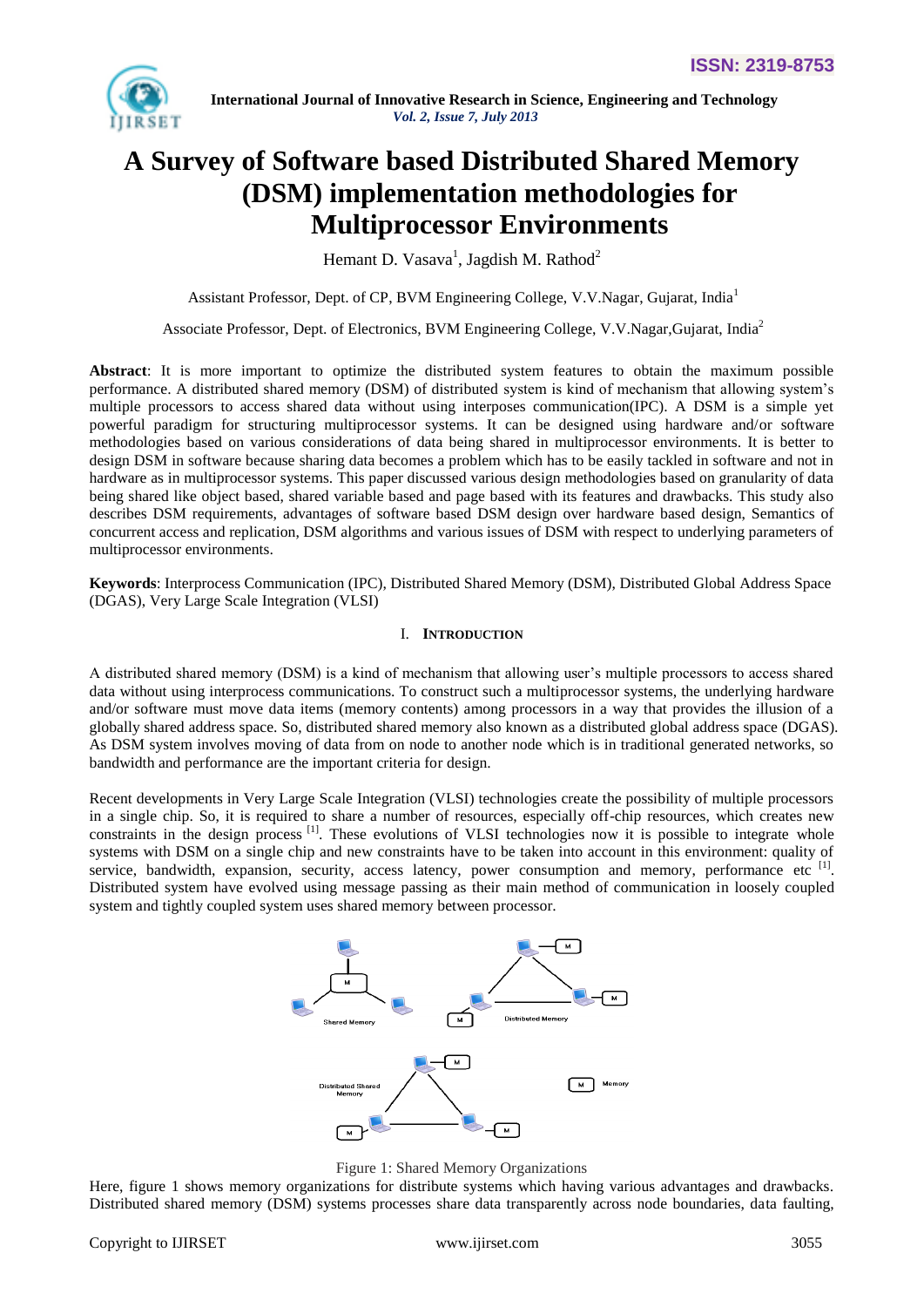# A Survey of Software based Distributed Shared Memory (DSM) implementation methodologies for Multiprocessor Environments

Hemant D. Vasava[1], Jagdish M. Rathod[2]

Assistant Professor, Dept. of CP, BVM Engineering College, V.V.Nagar, Gujarat, India[1]

Associate Professor, Dept. of Electronics, BVM Engineering College, V.V.Nagar,Gujarat, India[2]

**Abstract**: It is more important to optimize the distributed system features to obtain the maximum possible performance. A distributed shared memory (DSM) of distributed system is kind of mechanism that allowing system's multiple processors to access shared data without using interposes communication(IPC). A DSM is a simple yet powerful paradigm for structuring multiprocessor systems. It can be designed using hardware and/or software methodologies based on various considerations of data being shared in multiprocessor environments. It is better to design DSM in software because sharing data becomes a problem which has to be easily tackled in software and not in hardware as in multiprocessor systems. This paper discussed various design methodologies based on granularity of data being shared like object based, shared variable based and page based with its features and drawbacks. This study also describes DSM requirements, advantages of software based DSM design over hardware based design, Semantics of concurrent access and replication, DSM algorithms and various issues of DSM with respect to underlying parameters of multiprocessor environments.

**Keywords**: Interprocess Communication (IPC), Distributed Shared Memory (DSM), Distributed Global Address Space (DGAS), Very Large Scale Integration (VLSI)

## I. INTRODUCTION

A distributed shared memory (DSM) is a kind of mechanism that allowing user's multiple processors to access shared data without using interprocess communications. To construct such a multiprocessor systems, the underlying hardware and/or software must move data items (memory contents) among processors in a way that provides the illusion of a globally shared address space. So, distributed shared memory also known as a distributed global address space (DGAS). As DSM system involves moving of data from on node to another node which is in traditional generated networks, so bandwidth and performance are the important criteria for design.

Recent developments in Very Large Scale Integration (VLSI) technologies create the possibility of multiple processors in a single chip. So, it is required to share a number of resources, especially off-chip resources, which creates new constraints in the design process [1]. These evolutions of VLSI technologies now it is possible to integrate whole systems with DSM on a single chip and new constraints have to be taken into account in this environment: quality of service, bandwidth, expansion, security, access latency, power consumption and memory, performance etc [1]. Distributed system have evolved using message passing as their main method of communication in loosely coupled system and tightly coupled system uses shared memory between processor.

Figure 1: Shared Memory Organizations

Here, figure 1 shows memory organizations for distribute systems which having various advantages and drawbacks. Distributed shared memory (DSM) systems processes share data transparently across node boundaries, data faulting,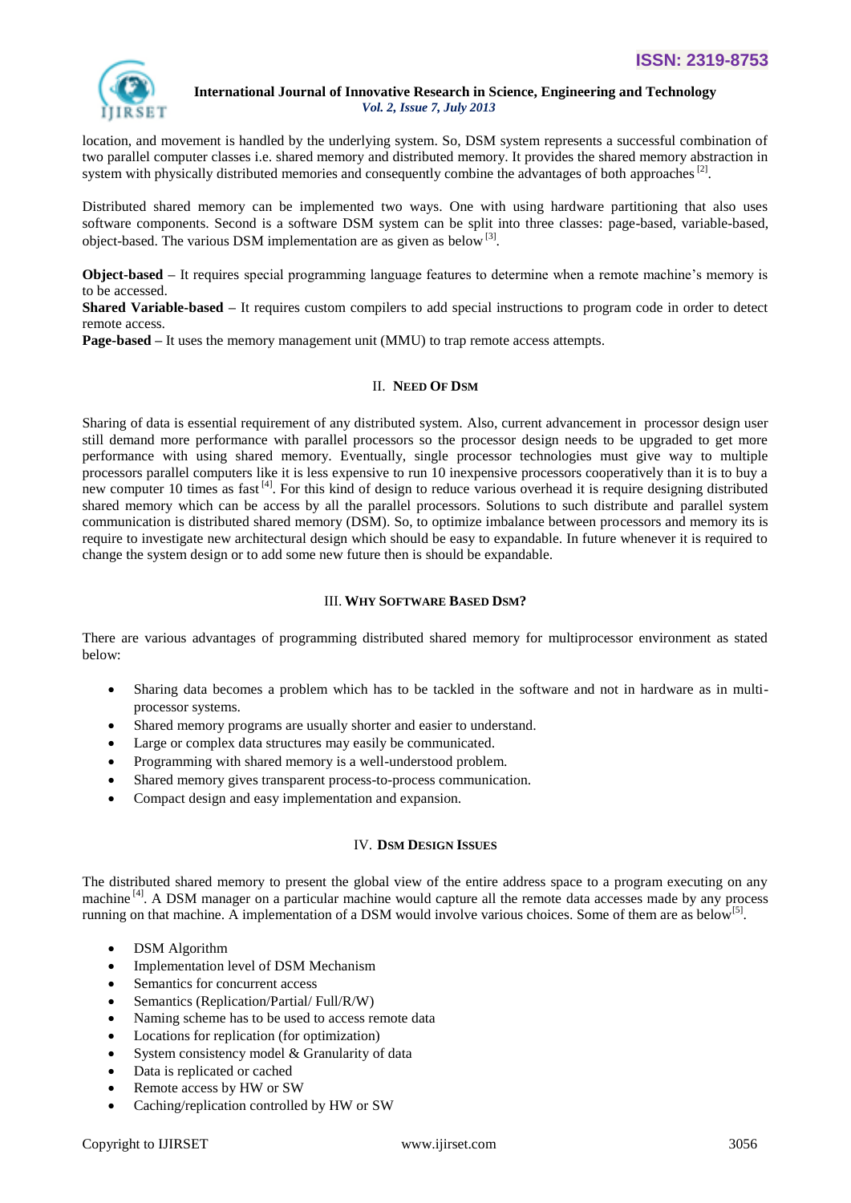location, and movement is handled by the underlying system. So, DSM system represents a successful combination of two parallel computer classes i.e. shared memory and distributed memory. It provides the shared memory abstraction in system with physically distributed memories and consequently combine the advantages of both approaches [2].

Distributed shared memory can be implemented two ways. One with using hardware partitioning that also uses software components. Second is a software DSM system can be split into three classes: page-based, variable-based, object-based. The various DSM implementation are as given as below [3].

**Object-based** – It requires special programming language features to determine when a remote machine's memory is to be accessed.
**Shared Variable-based** – It requires custom compilers to add special instructions to program code in order to detect remote access.
**Page-based** – It uses the memory management unit (MMU) to trap remote access attempts.

## II. Need Of DSM

Sharing of data is essential requirement of any distributed system. Also, current advancement in processor design user still demand more performance with parallel processors so the processor design needs to be upgraded to get more performance with using shared memory. Eventually, single processor technologies must give way to multiple processors parallel computers like it is less expensive to run 10 inexpensive processors cooperatively than it is to buy a new computer 10 times as fast [4]. For this kind of design to reduce various overhead it is require designing distributed shared memory which can be access by all the parallel processors. Solutions to such distribute and parallel system communication is distributed shared memory (DSM). So, to optimize imbalance between processors and memory its is require to investigate new architectural design which should be easy to expandable. In future whenever it is required to change the system design or to add some new future then is should be expandable.

## III. Why Software Based DSM?

There are various advantages of programming distributed shared memory for multiprocessor environment as stated below:

- Sharing data becomes a problem which has to be tackled in the software and not in hardware as in multi-processor systems.
- Shared memory programs are usually shorter and easier to understand.
- Large or complex data structures may easily be communicated.
- Programming with shared memory is a well-understood problem.
- Shared memory gives transparent process-to-process communication.
- Compact design and easy implementation and expansion.

## IV. DSM Design Issues

The distributed shared memory to present the global view of the entire address space to a program executing on any machine [4]. A DSM manager on a particular machine would capture all the remote data accesses made by any process running on that machine. A implementation of a DSM would involve various choices. Some of them are as below[5].

- DSM Algorithm
- Implementation level of DSM Mechanism
- Semantics for concurrent access
- Semantics (Replication/Partial/ Full/R/W)
- Naming scheme has to be used to access remote data
- Locations for replication (for optimization)
- System consistency model & Granularity of data
- Data is replicated or cached
- Remote access by HW or SW
- Caching/replication controlled by HW or SW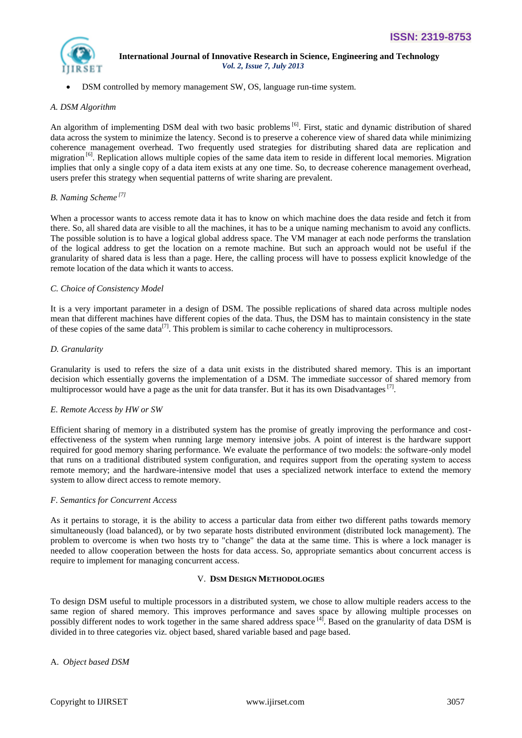- DSM controlled by memory management SW, OS, language run-time system.

### *A. DSM Algorithm*

An algorithm of implementing DSM deal with two basic problems [6]. First, static and dynamic distribution of shared data across the system to minimize the latency. Second is to preserve a coherence view of shared data while minimizing coherence management overhead. Two frequently used strategies for distributing shared data are replication and migration [6]. Replication allows multiple copies of the same data item to reside in different local memories. Migration implies that only a single copy of a data item exists at any one time. So, to decrease coherence management overhead, users prefer this strategy when sequential patterns of write sharing are prevalent.

### *B. Naming Scheme* [7]

When a processor wants to access remote data it has to know on which machine does the data reside and fetch it from there. So, all shared data are visible to all the machines, it has to be a unique naming mechanism to avoid any conflicts. The possible solution is to have a logical global address space. The VM manager at each node performs the translation of the logical address to get the location on a remote machine. But such an approach would not be useful if the granularity of shared data is less than a page. Here, the calling process will have to possess explicit knowledge of the remote location of the data which it wants to access.

### *C. Choice of Consistency Model*

It is a very important parameter in a design of DSM. The possible replications of shared data across multiple nodes mean that different machines have different copies of the data. Thus, the DSM has to maintain consistency in the state of these copies of the same data[7]. This problem is similar to cache coherency in multiprocessors.

### *D. Granularity*

Granularity is used to refers the size of a data unit exists in the distributed shared memory. This is an important decision which essentially governs the implementation of a DSM. The immediate successor of shared memory from multiprocessor would have a page as the unit for data transfer. But it has its own Disadvantages [7].

### *E. Remote Access by HW or SW*

Efficient sharing of memory in a distributed system has the promise of greatly improving the performance and cost-effectiveness of the system when running large memory intensive jobs. A point of interest is the hardware support required for good memory sharing performance. We evaluate the performance of two models: the software-only model that runs on a traditional distributed system configuration, and requires support from the operating system to access remote memory; and the hardware-intensive model that uses a specialized network interface to extend the memory system to allow direct access to remote memory.

### *F. Semantics for Concurrent Access*

As it pertains to storage, it is the ability to access a particular data from either two different paths towards memory simultaneously (load balanced), or by two separate hosts distributed environment (distributed lock management). The problem to overcome is when two hosts try to "change" the data at the same time. This is where a lock manager is needed to allow cooperation between the hosts for data access. So, appropriate semantics about concurrent access is require to implement for managing concurrent access.

## V. DSM DESIGN METHODOLOGIES

To design DSM useful to multiple processors in a distributed system, we chose to allow multiple readers access to the same region of shared memory. This improves performance and saves space by allowing multiple processes on possibly different nodes to work together in the same shared address space [4]. Based on the granularity of data DSM is divided in to three categories viz. object based, shared variable based and page based.

### A. *Object based DSM*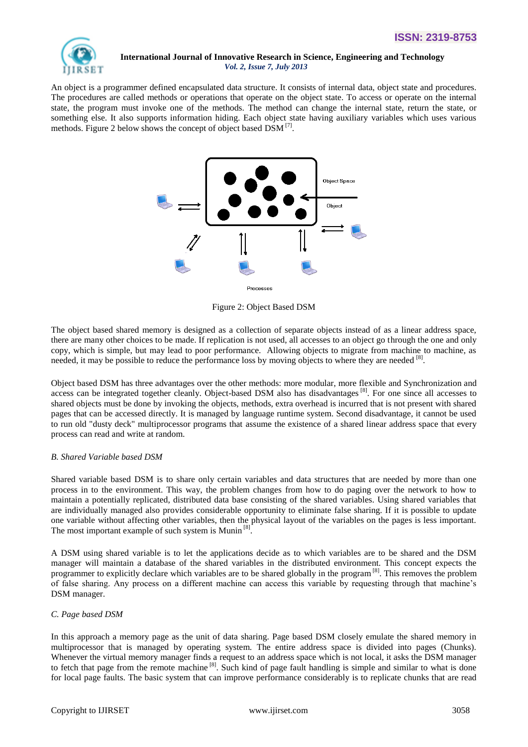An object is a programmer defined encapsulated data structure. It consists of internal data, object state and procedures. The procedures are called methods or operations that operate on the object state. To access or operate on the internal state, the program must invoke one of the methods. The method can change the internal state, return the state, or something else. It also supports information hiding. Each object state having auxiliary variables which uses various methods. Figure 2 below shows the concept of object based DSM [7].

Figure 2: Object Based DSM

The object based shared memory is designed as a collection of separate objects instead of as a linear address space, there are many other choices to be made. If replication is not used, all accesses to an object go through the one and only copy, which is simple, but may lead to poor performance. Allowing objects to migrate from machine to machine, as needed, it may be possible to reduce the performance loss by moving objects to where they are needed [8].

Object based DSM has three advantages over the other methods: more modular, more flexible and Synchronization and access can be integrated together cleanly. Object-based DSM also has disadvantages [8]. For one since all accesses to shared objects must be done by invoking the objects, methods, extra overhead is incurred that is not present with shared pages that can be accessed directly. It is managed by language runtime system. Second disadvantage, it cannot be used to run old "dusty deck" multiprocessor programs that assume the existence of a shared linear address space that every process can read and write at random.

*B. Shared Variable based DSM*

Shared variable based DSM is to share only certain variables and data structures that are needed by more than one process in to the environment. This way, the problem changes from how to do paging over the network to how to maintain a potentially replicated, distributed data base consisting of the shared variables. Using shared variables that are individually managed also provides considerable opportunity to eliminate false sharing. If it is possible to update one variable without affecting other variables, then the physical layout of the variables on the pages is less important. The most important example of such system is Munin [8].

A DSM using shared variable is to let the applications decide as to which variables are to be shared and the DSM manager will maintain a database of the shared variables in the distributed environment. This concept expects the programmer to explicitly declare which variables are to be shared globally in the program [8]. This removes the problem of false sharing. Any process on a different machine can access this variable by requesting through that machine's DSM manager.

*C. Page based DSM*

In this approach a memory page as the unit of data sharing. Page based DSM closely emulate the shared memory in multiprocessor that is managed by operating system. The entire address space is divided into pages (Chunks). Whenever the virtual memory manager finds a request to an address space which is not local, it asks the DSM manager to fetch that page from the remote machine [8]. Such kind of page fault handling is simple and similar to what is done for local page faults. The basic system that can improve performance considerably is to replicate chunks that are read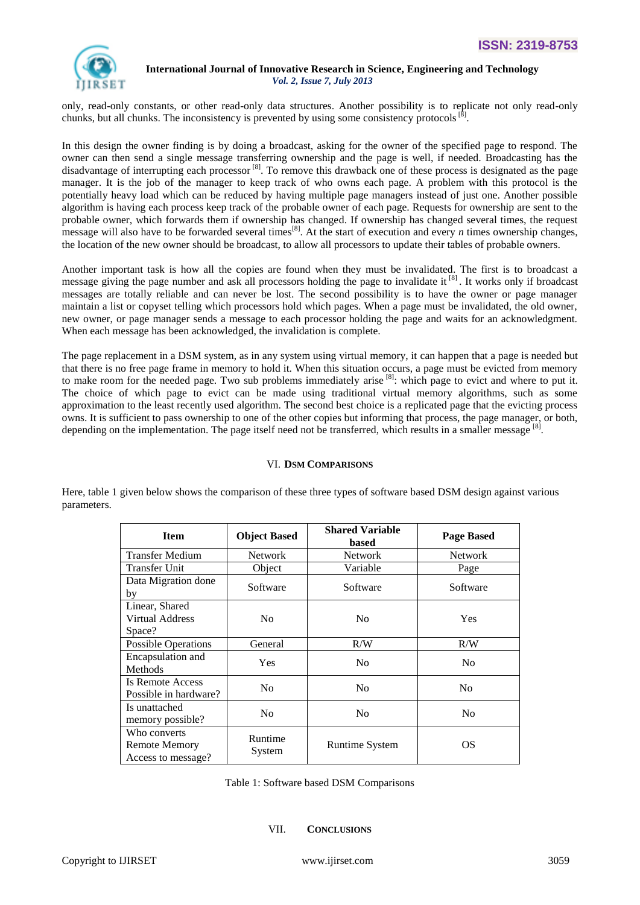only, read-only constants, or other read-only data structures. Another possibility is to replicate not only read-only chunks, but all chunks. The inconsistency is prevented by using some consistency protocols [8].

In this design the owner finding is by doing a broadcast, asking for the owner of the specified page to respond. The owner can then send a single message transferring ownership and the page is well, if needed. Broadcasting has the disadvantage of interrupting each processor [8]. To remove this drawback one of these process is designated as the page manager. It is the job of the manager to keep track of who owns each page. A problem with this protocol is the potentially heavy load which can be reduced by having multiple page managers instead of just one. Another possible algorithm is having each process keep track of the probable owner of each page. Requests for ownership are sent to the probable owner, which forwards them if ownership has changed. If ownership has changed several times, the request message will also have to be forwarded several times[8]. At the start of execution and every *n* times ownership changes, the location of the new owner should be broadcast, to allow all processors to update their tables of probable owners.

Another important task is how all the copies are found when they must be invalidated. The first is to broadcast a message giving the page number and ask all processors holding the page to invalidate it [8]. It works only if broadcast messages are totally reliable and can never be lost. The second possibility is to have the owner or page manager maintain a list or copyset telling which processors hold which pages. When a page must be invalidated, the old owner, new owner, or page manager sends a message to each processor holding the page and waits for an acknowledgment. When each message has been acknowledged, the invalidation is complete.

The page replacement in a DSM system, as in any system using virtual memory, it can happen that a page is needed but that there is no free page frame in memory to hold it. When this situation occurs, a page must be evicted from memory to make room for the needed page. Two sub problems immediately arise [8]: which page to evict and where to put it. The choice of which page to evict can be made using traditional virtual memory algorithms, such as some approximation to the least recently used algorithm. The second best choice is a replicated page that the evicting process owns. It is sufficient to pass ownership to one of the other copies but informing that process, the page manager, or both, depending on the implementation. The page itself need not be transferred, which results in a smaller message [8].

## VI. DSM COMPARISONS

Here, table 1 given below shows the comparison of these three types of software based DSM design against various parameters.

| Item | Object Based | Shared Variable based | Page Based |
|---|---|---|---|
| Transfer Medium | Network | Network | Network |
| Transfer Unit | Object | Variable | Page |
| Data Migration done by | Software | Software | Software |
| Linear, Shared Virtual Address Space? | No | No | Yes |
| Possible Operations | General | R/W | R/W |
| Encapsulation and Methods | Yes | No | No |
| Is Remote Access Possible in hardware? | No | No | No |
| Is unattached memory possible? | No | No | No |
| Who converts Remote Memory Access to message? | Runtime System | Runtime System | OS |

Table 1: Software based DSM Comparisons

## VII. CONCLUSIONS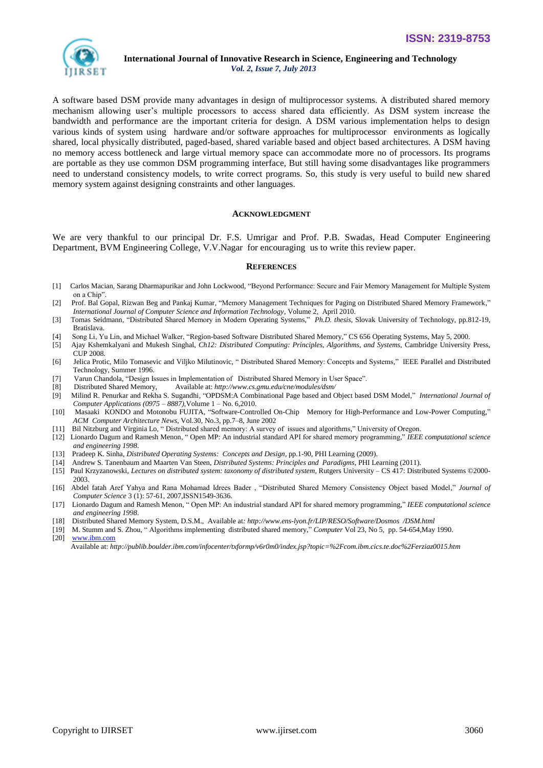A software based DSM provide many advantages in design of multiprocessor systems. A distributed shared memory mechanism allowing user's multiple processors to access shared data efficiently. As DSM system increase the bandwidth and performance are the important criteria for design. A DSM various implementation helps to design various kinds of system using hardware and/or software approaches for multiprocessor environments as logically shared, local physically distributed, paged-based, shared variable based and object based architectures. A DSM having no memory access bottleneck and large virtual memory space can accommodate more no of processors. Its programs are portable as they use common DSM programming interface, But still having some disadvantages like programmers need to understand consistency models, to write correct programs. So, this study is very useful to build new shared memory system against designing constraints and other languages.

## ACKNOWLEDGMENT

We are very thankful to our principal Dr. F.S. Umrigar and Prof. P.B. Swadas, Head Computer Engineering Department, BVM Engineering College, V.V.Nagar for encouraging us to write this review paper.

## REFERENCES

[1] Carlos Macian, Sarang Dharmapurikar and John Lockwood, "Beyond Performance: Secure and Fair Memory Management for Multiple System on a Chip".

[2] Prof. Bal Gopal, Rizwan Beg and Pankaj Kumar, "Memory Management Techniques for Paging on Distributed Shared Memory Framework," *International Journal of Computer Science and Information Technology*, Volume 2, April 2010.

[3] Tomas Seidmann, "Distributed Shared Memory in Modern Operating Systems," *Ph.D. thesis*, Slovak University of Technology, pp.812-19, Bratislava.

[4] Song Li, Yu Lin, and Michael Walker, "Region-based Software Distributed Shared Memory," CS 656 Operating Systems, May 5, 2000.

[5] Ajay Kshemkalyani and Mukesh Singhal, *Ch12: Distributed Computing: Principles, Algorithms, and Systems*, Cambridge University Press, CUP 2008.

[6] Jelica Protic, Milo Tomasevic and Viljko Milutinovic, " Distributed Shared Memory: Concepts and Systems," IEEE Parallel and Distributed Technology, Summer 1996.

[7] Varun Chandola, "Design Issues in Implementation of Distributed Shared Memory in User Space".

[8] Distributed Shared Memory, Available at: *http://www.cs.gmu.edu/cne/modules/dsm/*

[9] Milind R. Penurkar and Rekha S. Sugandhi, "OPDSM:A Combinational Page based and Object based DSM Model," *International Journal of Computer Applications (0975 – 8887)*,Volume 1 – No. 6,2010.

[10] Masaaki KONDO and Motonobu FUJITA, "Software-Controlled On-Chip Memory for High-Performance and Low-Power Computing," *ACM Computer Architecture News*, Vol.30, No.3, pp.7–8, June 2002

[11] Bil Nitzburg and Virginia Lo, " Distributed shared memory: A survey of issues and algorithms," University of Oregon.

[12] Lionardo Dagum and Ramesh Menon, " Open MP: An industrial standard API for shared memory programming," *IEEE computational science and engineering 1998*.

[13] Pradeep K. Sinha, *Distributed Operating Systems: Concepts and Design*, pp.1-90, PHI Learning (2009).

[14] Andrew S. Tanenbaum and Maarten Van Steen, *Distributed Systems: Principles and Paradigms*, PHI Learning (2011).

[15] Paul Krzyzanowski, *Lectures on distributed system: taxonomy of distributed system*, Rutgers University – CS 417: Distributed Systems ©2000-2003.

[16] Abdel fatah Aref Yahya and Rana Mohamad Idrees Bader , "Distributed Shared Memory Consistency Object based Model," *Journal of Computer Science* 3 (1): 57-61, 2007,ISSN1549-3636.

[17] Lionardo Dagum and Ramesh Menon, " Open MP: An industrial standard API for shared memory programming," *IEEE computational science and engineering 1998*.

[18] Distributed Shared Memory System, D.S.M., Available at: *http://www.ens-lyon.fr/LIP/RESO/Software/Dosmos /DSM.html*

[19] M. Stumm and S. Zhou, " Algorithms implementing distributed shared memory," *Computer* Vol 23, No 5, pp. 54-654,May 1990.

[20] www.ibm.com
Available at: *http://publib.boulder.ibm.com/infocenter/txformp/v6r0m0/index.jsp?topic=%2Fcom.ibm.cics.te.doc%2Ferziaz0015.htm*